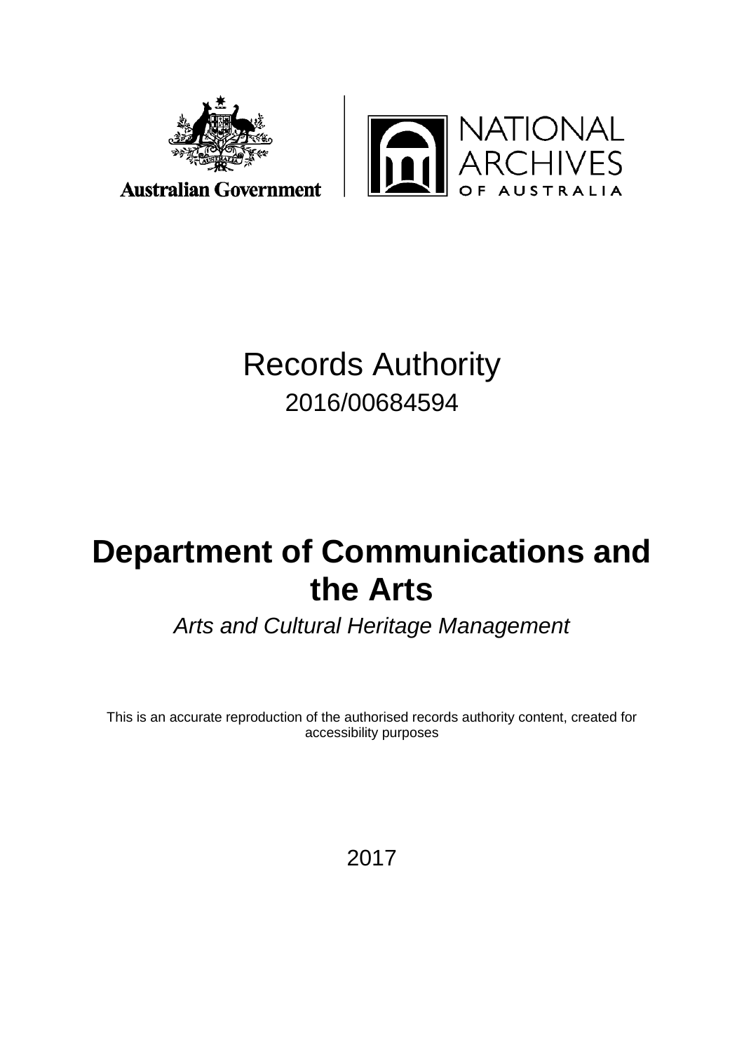Australian Government

NATIONAL ARCHIVES OF AUSTRALIA

# Records Authority

2016/00684594

# Department of Communications and the Arts

*Arts and Cultural Heritage Management*

This is an accurate reproduction of the authorised records authority content, created for accessibility purposes

2017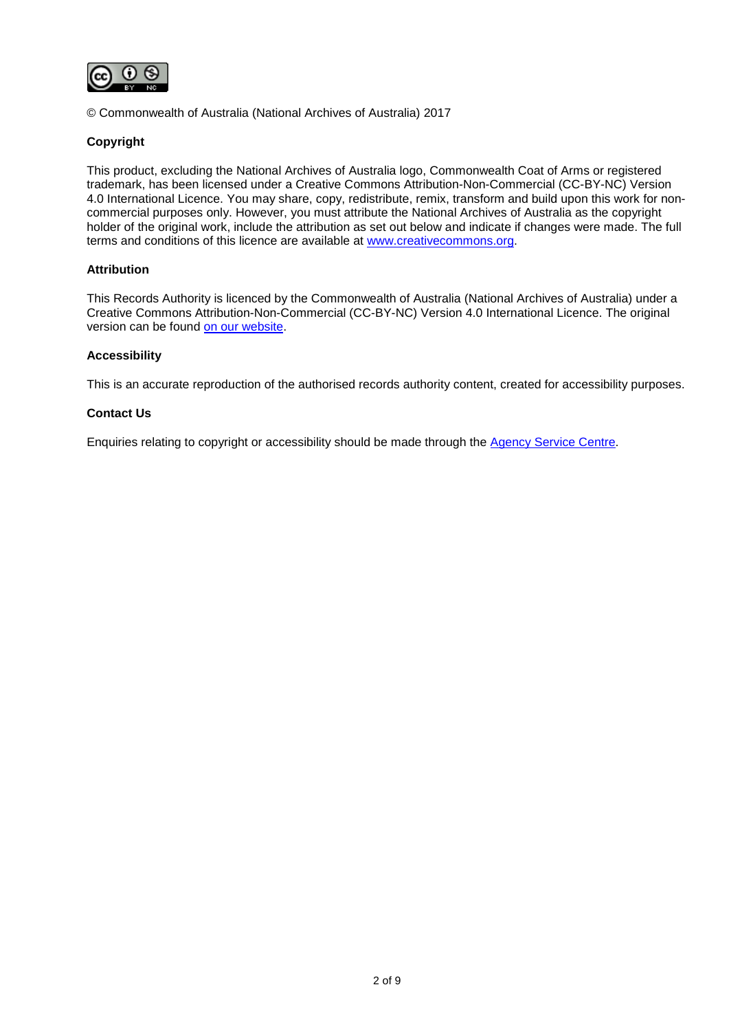© Commonwealth of Australia (National Archives of Australia) 2017

**Copyright**

This product, excluding the National Archives of Australia logo, Commonwealth Coat of Arms or registered trademark, has been licensed under a Creative Commons Attribution-Non-Commercial (CC-BY-NC) Version 4.0 International Licence. You may share, copy, redistribute, remix, transform and build upon this work for non-commercial purposes only. However, you must attribute the National Archives of Australia as the copyright holder of the original work, include the attribution as set out below and indicate if changes were made. The full terms and conditions of this licence are available at [www.creativecommons.org](www.creativecommons.org).

**Attribution**

This Records Authority is licenced by the Commonwealth of Australia (National Archives of Australia) under a Creative Commons Attribution-Non-Commercial (CC-BY-NC) Version 4.0 International Licence. The original version can be found on our website.

**Accessibility**

This is an accurate reproduction of the authorised records authority content, created for accessibility purposes.

**Contact Us**

Enquiries relating to copyright or accessibility should be made through the Agency Service Centre.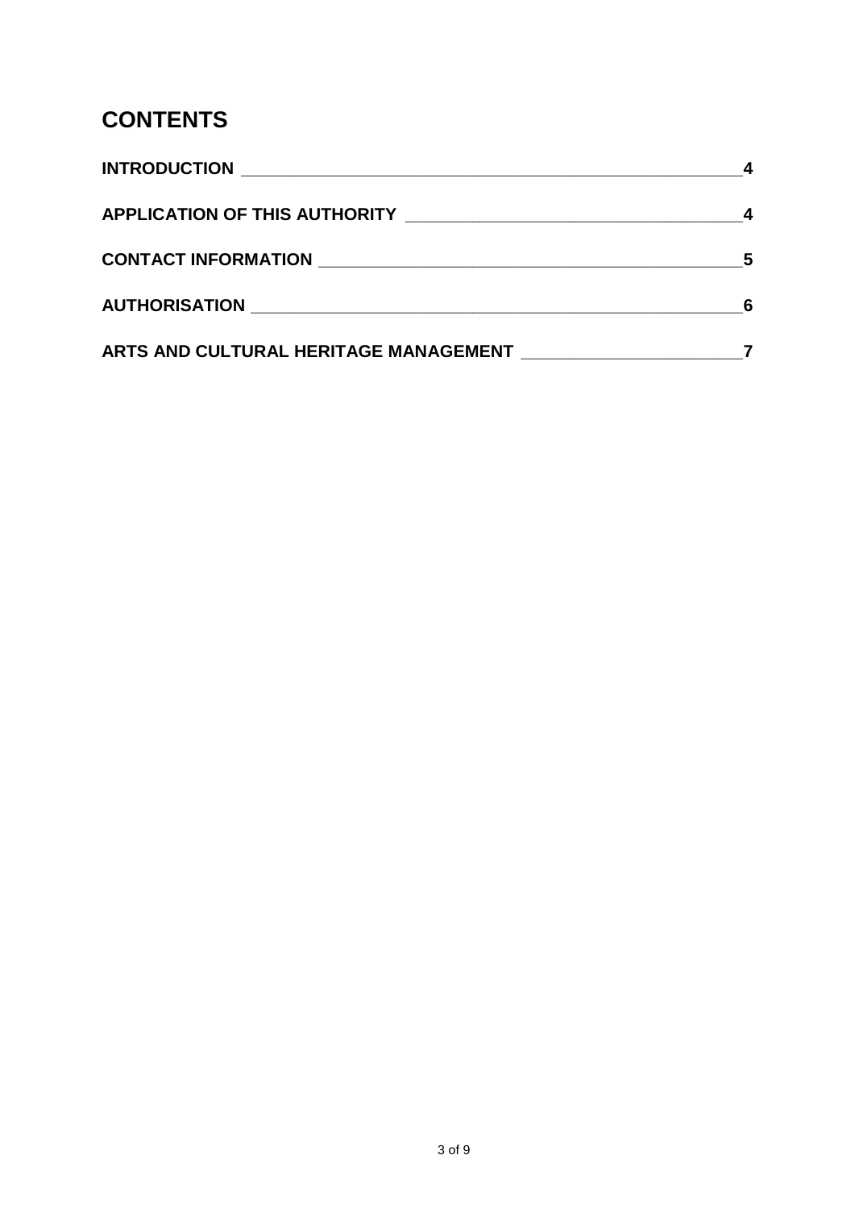# CONTENTS

**INTRODUCTION** ______________________________________________ **4**

**APPLICATION OF THIS AUTHORITY** ______________________________ **4**

**CONTACT INFORMATION** _____________________________________ **5**

**AUTHORISATION** _________________________________________ **6**

**ARTS AND CULTURAL HERITAGE MANAGEMENT** _________________ **7**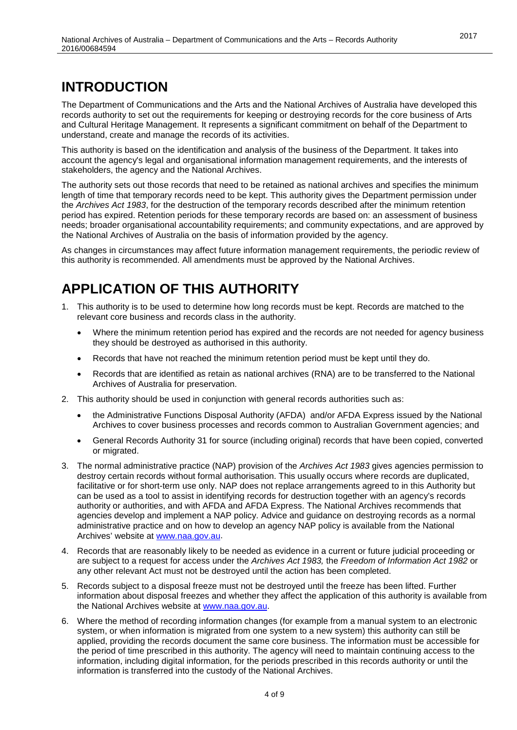# INTRODUCTION

The Department of Communications and the Arts and the National Archives of Australia have developed this records authority to set out the requirements for keeping or destroying records for the core business of Arts and Cultural Heritage Management. It represents a significant commitment on behalf of the Department to understand, create and manage the records of its activities.

This authority is based on the identification and analysis of the business of the Department. It takes into account the agency's legal and organisational information management requirements, and the interests of stakeholders, the agency and the National Archives.

The authority sets out those records that need to be retained as national archives and specifies the minimum length of time that temporary records need to be kept. This authority gives the Department permission under the *Archives Act 1983*, for the destruction of the temporary records described after the minimum retention period has expired. Retention periods for these temporary records are based on: an assessment of business needs; broader organisational accountability requirements; and community expectations, and are approved by the National Archives of Australia on the basis of information provided by the agency.

As changes in circumstances may affect future information management requirements, the periodic review of this authority is recommended. All amendments must be approved by the National Archives.

# APPLICATION OF THIS AUTHORITY

1. This authority is to be used to determine how long records must be kept. Records are matched to the relevant core business and records class in the authority.
   - Where the minimum retention period has expired and the records are not needed for agency business they should be destroyed as authorised in this authority.
   - Records that have not reached the minimum retention period must be kept until they do.
   - Records that are identified as retain as national archives (RNA) are to be transferred to the National Archives of Australia for preservation.
2. This authority should be used in conjunction with general records authorities such as:
   - the Administrative Functions Disposal Authority (AFDA) and/or AFDA Express issued by the National Archives to cover business processes and records common to Australian Government agencies; and
   - General Records Authority 31 for source (including original) records that have been copied, converted or migrated.
3. The normal administrative practice (NAP) provision of the *Archives Act 1983* gives agencies permission to destroy certain records without formal authorisation. This usually occurs where records are duplicated, facilitative or for short-term use only. NAP does not replace arrangements agreed to in this Authority but can be used as a tool to assist in identifying records for destruction together with an agency's records authority or authorities, and with AFDA and AFDA Express. The National Archives recommends that agencies develop and implement a NAP policy. Advice and guidance on destroying records as a normal administrative practice and on how to develop an agency NAP policy is available from the National Archives' website at www.naa.gov.au.
4. Records that are reasonably likely to be needed as evidence in a current or future judicial proceeding or are subject to a request for access under the *Archives Act 1983,* the *Freedom of Information Act 1982* or any other relevant Act must not be destroyed until the action has been completed.
5. Records subject to a disposal freeze must not be destroyed until the freeze has been lifted. Further information about disposal freezes and whether they affect the application of this authority is available from the National Archives website at www.naa.gov.au.
6. Where the method of recording information changes (for example from a manual system to an electronic system, or when information is migrated from one system to a new system) this authority can still be applied, providing the records document the same core business. The information must be accessible for the period of time prescribed in this authority. The agency will need to maintain continuing access to the information, including digital information, for the periods prescribed in this records authority or until the information is transferred into the custody of the National Archives.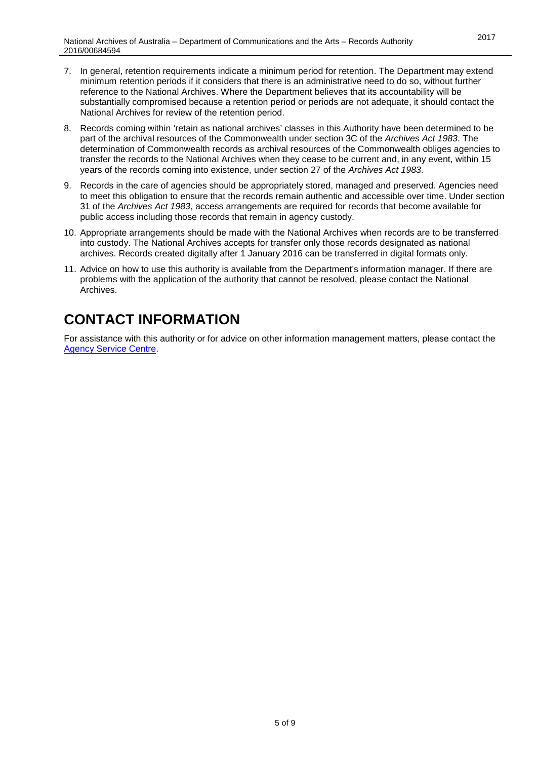7. In general, retention requirements indicate a minimum period for retention. The Department may extend minimum retention periods if it considers that there is an administrative need to do so, without further reference to the National Archives. Where the Department believes that its accountability will be substantially compromised because a retention period or periods are not adequate, it should contact the National Archives for review of the retention period.

8. Records coming within 'retain as national archives' classes in this Authority have been determined to be part of the archival resources of the Commonwealth under section 3C of the *Archives Act 1983*. The determination of Commonwealth records as archival resources of the Commonwealth obliges agencies to transfer the records to the National Archives when they cease to be current and, in any event, within 15 years of the records coming into existence, under section 27 of the *Archives Act 1983*.

9. Records in the care of agencies should be appropriately stored, managed and preserved. Agencies need to meet this obligation to ensure that the records remain authentic and accessible over time. Under section 31 of the *Archives Act 1983*, access arrangements are required for records that become available for public access including those records that remain in agency custody.

10. Appropriate arrangements should be made with the National Archives when records are to be transferred into custody. The National Archives accepts for transfer only those records designated as national archives. Records created digitally after 1 January 2016 can be transferred in digital formats only.

11. Advice on how to use this authority is available from the Department's information manager. If there are problems with the application of the authority that cannot be resolved, please contact the National Archives.

# CONTACT INFORMATION

For assistance with this authority or for advice on other information management matters, please contact the Agency Service Centre.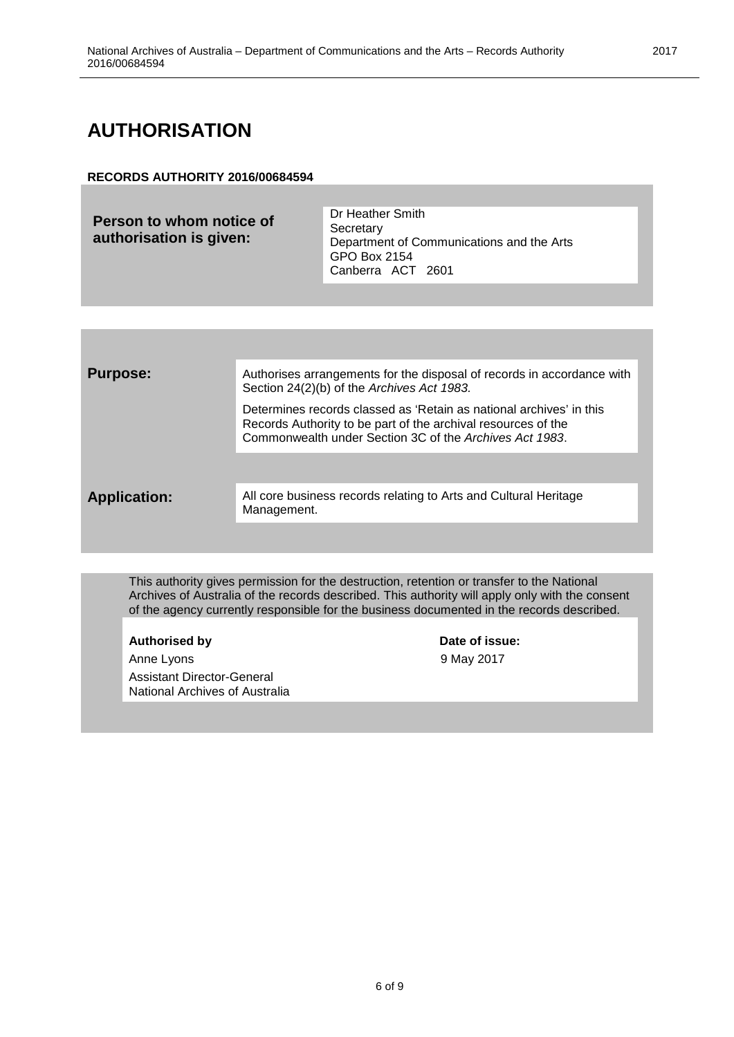# AUTHORISATION

**RECORDS AUTHORITY 2016/00684594**

| **Person to whom notice of authorisation is given:** | Dr Heather Smith<br>Secretary<br>Department of Communications and the Arts<br>GPO Box 2154<br>Canberra ACT 2601 |
|---|---|

| | |
|---|---|
| **Purpose:** | Authorises arrangements for the disposal of records in accordance with Section 24(2)(b) of the *Archives Act 1983.*<br><br>Determines records classed as 'Retain as national archives' in this Records Authority to be part of the archival resources of the Commonwealth under Section 3C of the *Archives Act 1983*. |
| **Application:** | All core business records relating to Arts and Cultural Heritage Management. |

This authority gives permission for the destruction, retention or transfer to the National Archives of Australia of the records described. This authority will apply only with the consent of the agency currently responsible for the business documented in the records described.

| **Authorised by** | **Date of issue:** |
|---|---|
| Anne Lyons<br>Assistant Director-General<br>National Archives of Australia | 9 May 2017 |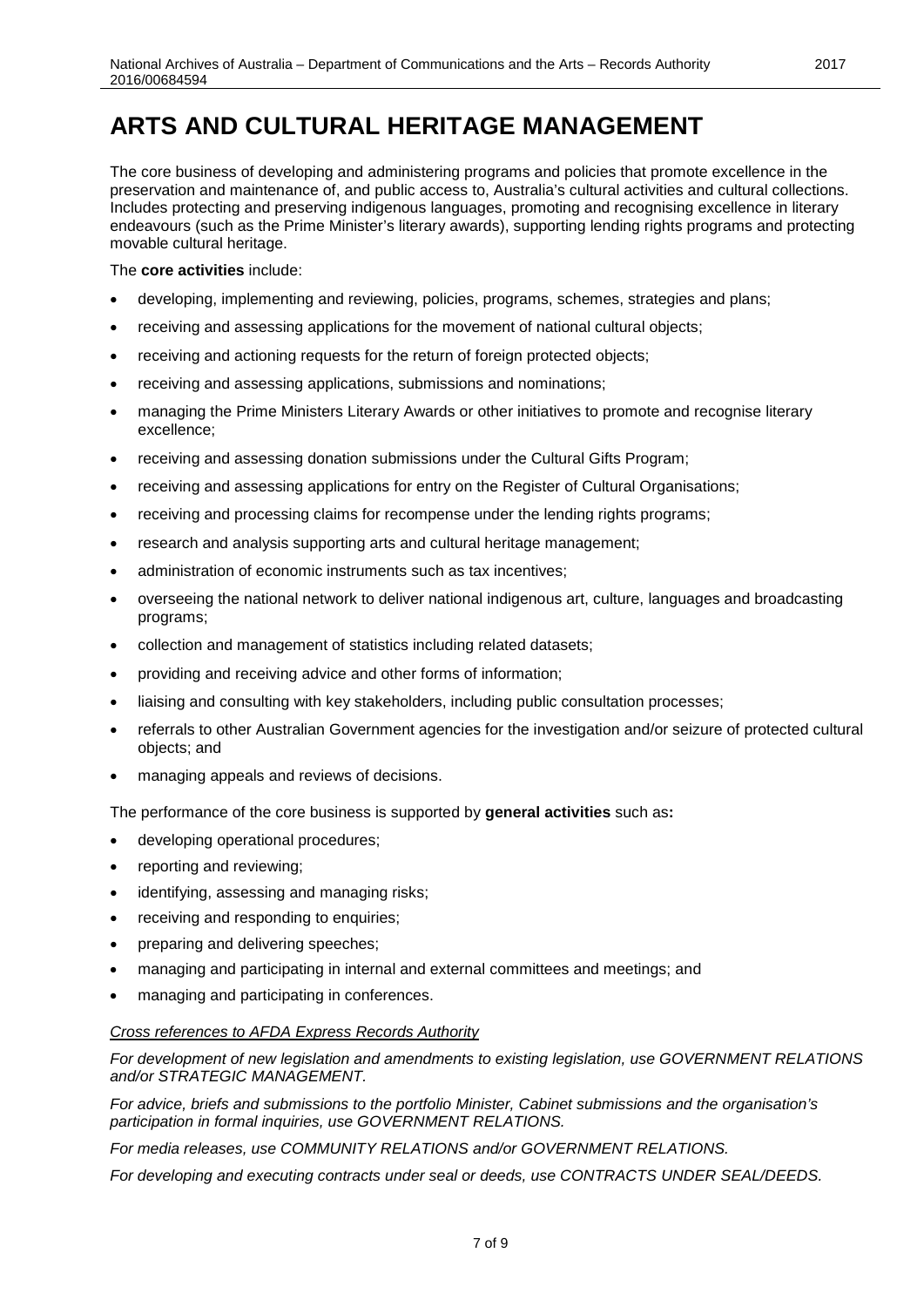# ARTS AND CULTURAL HERITAGE MANAGEMENT

The core business of developing and administering programs and policies that promote excellence in the preservation and maintenance of, and public access to, Australia's cultural activities and cultural collections. Includes protecting and preserving indigenous languages, promoting and recognising excellence in literary endeavours (such as the Prime Minister's literary awards), supporting lending rights programs and protecting movable cultural heritage.

The **core activities** include:

- developing, implementing and reviewing, policies, programs, schemes, strategies and plans;
- receiving and assessing applications for the movement of national cultural objects;
- receiving and actioning requests for the return of foreign protected objects;
- receiving and assessing applications, submissions and nominations;
- managing the Prime Ministers Literary Awards or other initiatives to promote and recognise literary excellence;
- receiving and assessing donation submissions under the Cultural Gifts Program;
- receiving and assessing applications for entry on the Register of Cultural Organisations;
- receiving and processing claims for recompense under the lending rights programs;
- research and analysis supporting arts and cultural heritage management;
- administration of economic instruments such as tax incentives;
- overseeing the national network to deliver national indigenous art, culture, languages and broadcasting programs;
- collection and management of statistics including related datasets;
- providing and receiving advice and other forms of information;
- liaising and consulting with key stakeholders, including public consultation processes;
- referrals to other Australian Government agencies for the investigation and/or seizure of protected cultural objects; and
- managing appeals and reviews of decisions.

The performance of the core business is supported by **general activities** such as**:**

- developing operational procedures;
- reporting and reviewing;
- identifying, assessing and managing risks;
- receiving and responding to enquiries;
- preparing and delivering speeches;
- managing and participating in internal and external committees and meetings; and
- managing and participating in conferences.

*Cross references to AFDA Express Records Authority*

*For development of new legislation and amendments to existing legislation, use GOVERNMENT RELATIONS and/or STRATEGIC MANAGEMENT.*

*For advice, briefs and submissions to the portfolio Minister, Cabinet submissions and the organisation's participation in formal inquiries, use GOVERNMENT RELATIONS.*

*For media releases, use COMMUNITY RELATIONS and/or GOVERNMENT RELATIONS.*

*For developing and executing contracts under seal or deeds, use CONTRACTS UNDER SEAL/DEEDS.*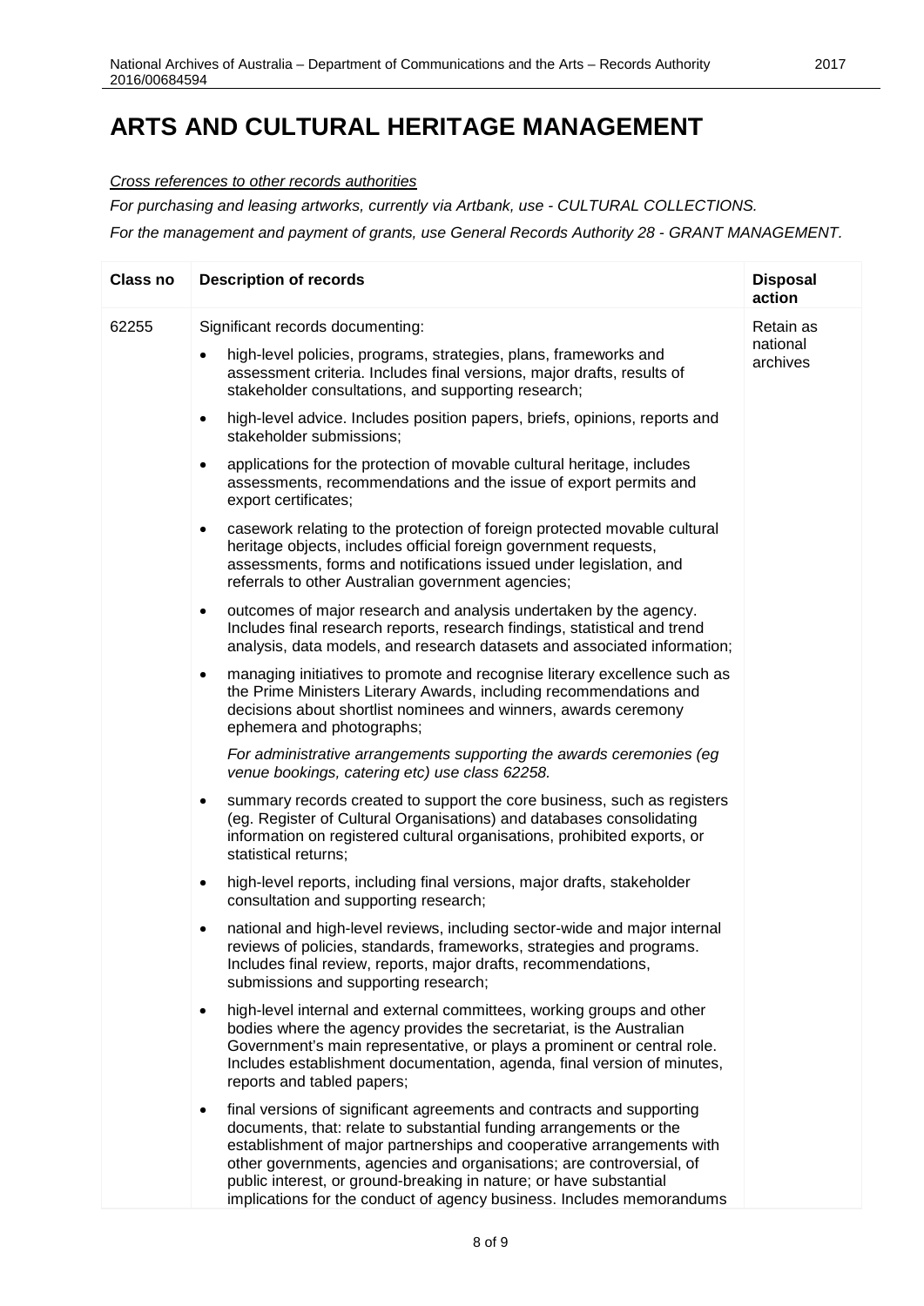# ARTS AND CULTURAL HERITAGE MANAGEMENT

*Cross references to other records authorities*

*For purchasing and leasing artworks, currently via Artbank, use - CULTURAL COLLECTIONS.*

*For the management and payment of grants, use General Records Authority 28 - GRANT MANAGEMENT.*

| Class no | Description of records | Disposal action |
|---|---|---|
| 62255 | Significant records documenting:<br>• high-level policies, programs, strategies, plans, frameworks and assessment criteria. Includes final versions, major drafts, results of stakeholder consultations, and supporting research;<br>• high-level advice. Includes position papers, briefs, opinions, reports and stakeholder submissions;<br>• applications for the protection of movable cultural heritage, includes assessments, recommendations and the issue of export permits and export certificates;<br>• casework relating to the protection of foreign protected movable cultural heritage objects, includes official foreign government requests, assessments, forms and notifications issued under legislation, and referrals to other Australian government agencies;<br>• outcomes of major research and analysis undertaken by the agency. Includes final research reports, research findings, statistical and trend analysis, data models, and research datasets and associated information;<br>• managing initiatives to promote and recognise literary excellence such as the Prime Ministers Literary Awards, including recommendations and decisions about shortlist nominees and winners, awards ceremony ephemera and photographs;<br>*For administrative arrangements supporting the awards ceremonies (eg venue bookings, catering etc) use class 62258.*<br>• summary records created to support the core business, such as registers (eg. Register of Cultural Organisations) and databases consolidating information on registered cultural organisations, prohibited exports, or statistical returns;<br>• high-level reports, including final versions, major drafts, stakeholder consultation and supporting research;<br>• national and high-level reviews, including sector-wide and major internal reviews of policies, standards, frameworks, strategies and programs. Includes final review, reports, major drafts, recommendations, submissions and supporting research;<br>• high-level internal and external committees, working groups and other bodies where the agency provides the secretariat, is the Australian Government's main representative, or plays a prominent or central role. Includes establishment documentation, agenda, final version of minutes, reports and tabled papers;<br>• final versions of significant agreements and contracts and supporting documents, that: relate to substantial funding arrangements or the establishment of major partnerships and cooperative arrangements with other governments, agencies and organisations; are controversial, of public interest, or ground-breaking in nature; or have substantial implications for the conduct of agency business. Includes memorandums | Retain as national archives |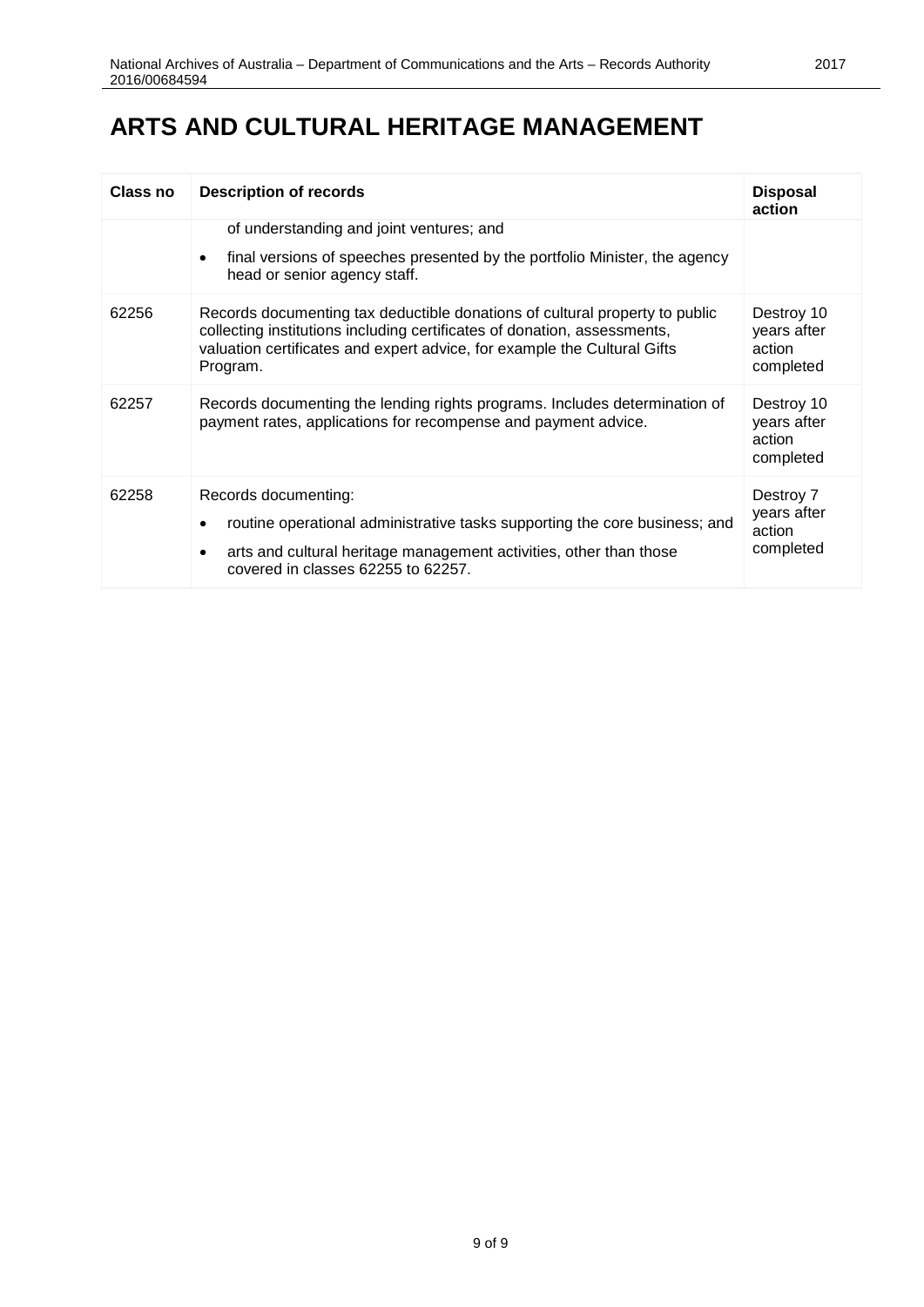# ARTS AND CULTURAL HERITAGE MANAGEMENT

| Class no | Description of records | Disposal action |
|---|---|---|
| | of understanding and joint ventures; and<br>• final versions of speeches presented by the portfolio Minister, the agency head or senior agency staff. | |
| 62256 | Records documenting tax deductible donations of cultural property to public collecting institutions including certificates of donation, assessments, valuation certificates and expert advice, for example the Cultural Gifts Program. | Destroy 10 years after action completed |
| 62257 | Records documenting the lending rights programs. Includes determination of payment rates, applications for recompense and payment advice. | Destroy 10 years after action completed |
| 62258 | Records documenting:<br>• routine operational administrative tasks supporting the core business; and<br>• arts and cultural heritage management activities, other than those covered in classes 62255 to 62257. | Destroy 7 years after action completed |